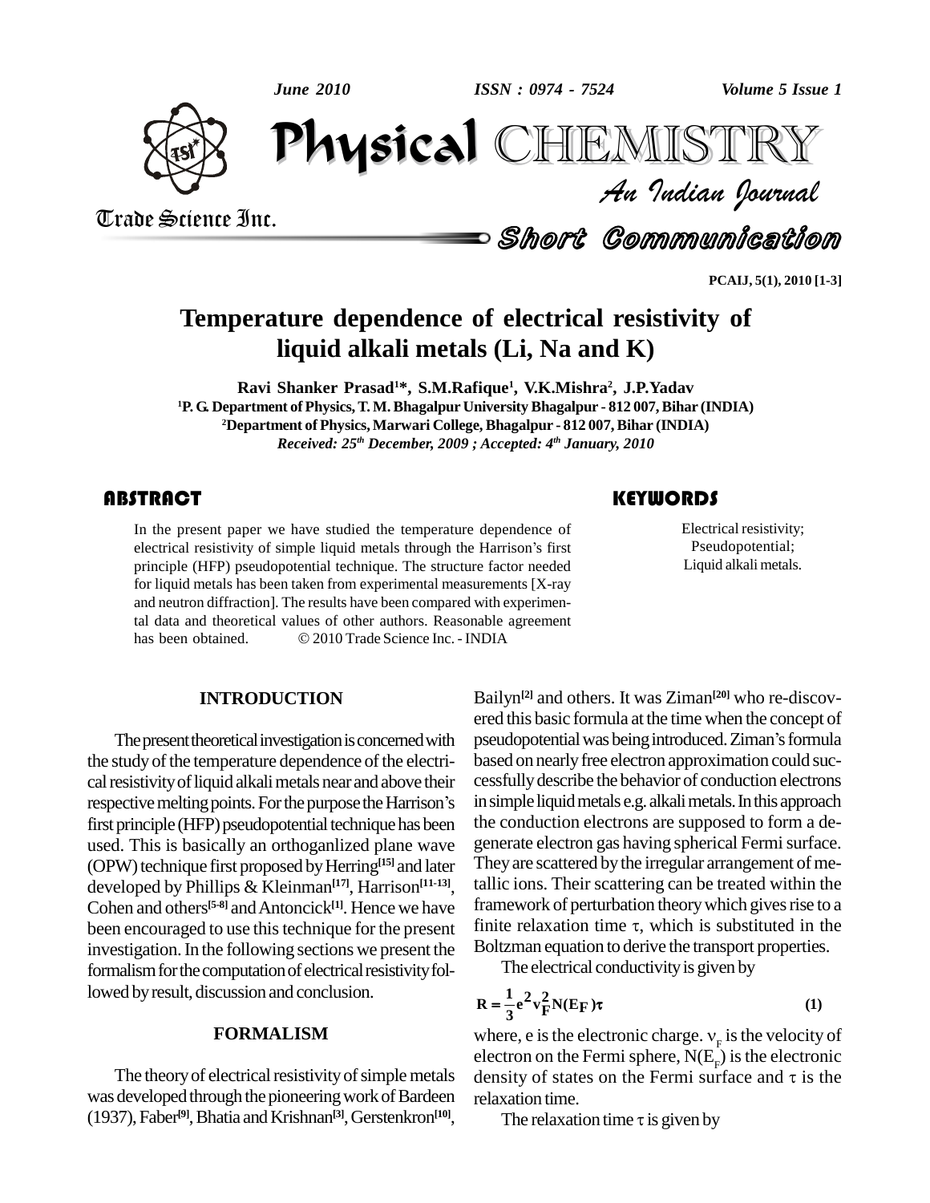# Temperature dependence of electrical resistivity of liquid alkali metals (Li, Na and K)

**Ravi Shanker Prasad[1]*, S.M.Rafique[1], V.K.Mishra[2], J.P.Yadav**

[1]P. G. Department of Physics, T. M. Bhagalpur University Bhagalpur - 812 007, Bihar (INDIA)

[2]Department of Physics, Marwari College, Bhagalpur - 812 007, Bihar (INDIA)

*Received: 25th December, 2009 ; Accepted: 4th January, 2010*

## ABSTRACT

In the present paper we have studied the temperature dependence of electrical resistivity of simple liquid metals through the Harrison's first principle (HFP) pseudopotential technique. The structure factor needed for liquid metals has been taken from experimental measurements [X-ray and neutron diffraction]. The results have been compared with experimental data and theoretical values of other authors. Reasonable agreement has been obtained. © 2010 Trade Science Inc. - INDIA

## KEYWORDS

Electrical resistivity; Pseudopotential; Liquid alkali metals.

## INTRODUCTION

The present theoretical investigation is concerned with the study of the temperature dependence of the electrical resistivity of liquid alkali metals near and above their respective melting points. For the purpose the Harrison's first principle (HFP) pseudopotential technique has been used. This is basically an orthoganlized plane wave (OPW) technique first proposed by Herring[15] and later developed by Phillips & Kleinman[17], Harrison[11-13], Cohen and others[5-8] and Antoncick[1]. Hence we have been encouraged to use this technique for the present investigation. In the following sections we present the formalism for the computation of electrical resistivity followed by result, discussion and conclusion.

## FORMALISM

The theory of electrical resistivity of simple metals was developed through the pioneering work of Bardeen (1937), Faber[9], Bhatia and Krishnan[3], Gerstenkron[10], Bailyn[2] and others. It was Ziman[20] who re-discovered this basic formula at the time when the concept of pseudopotential was being introduced. Ziman's formula based on nearly free electron approximation could successfully describe the behavior of conduction electrons in simple liquid metals e.g. alkali metals. In this approach the conduction electrons are supposed to form a degenerate electron gas having spherical Fermi surface. They are scattered by the irregular arrangement of metallic ions. Their scattering can be treated within the framework of perturbation theory which gives rise to a finite relaxation time $\tau$, which is substituted in the Boltzman equation to derive the transport properties.

The electrical conductivity is given by

$$R = \frac{1}{3} e^2 v_F^2 N(E_F)\tau \qquad (1)$$

where, e is the electronic charge. $v_F$ is the velocity of electron on the Fermi sphere, $N(E_F)$ is the electronic density of states on the Fermi surface and $\tau$ is the relaxation time.

The relaxation time $\tau$ is given by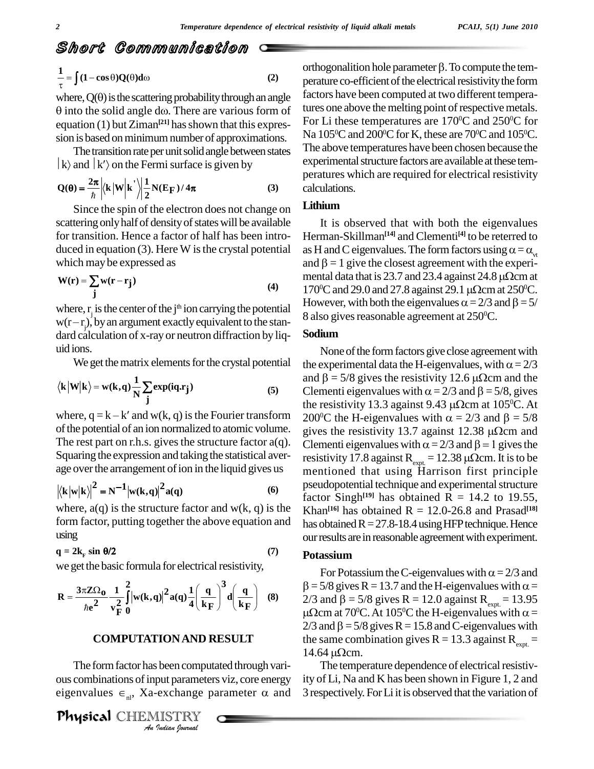$$\frac{1}{\tau} = \int (1 - \cos\theta) Q(\theta) d\omega \qquad (2)$$

where, $Q(\theta)$ is the scattering probability through an angle $\theta$ into the solid angle $d\omega$. There are various form of equation (1) but Ziman[21] has shown that this expression is based on minimum number of approximations.

The transition rate per unit solid angle between states $|k\rangle$ and $|k'\rangle$ on the Fermi surface is given by

$$Q(\theta) = \frac{2\pi}{\hbar} \left| \langle k | W | k' \rangle \right| \frac{1}{2} N(E_F) / 4\pi \qquad (3)$$

Since the spin of the electron does not change on scattering only half of density of states will be available for transition. Hence a factor of half has been introduced in equation (3). Here W is the crystal potential which may be expressed as

$$W(r) = \sum_j w(r - r_j) \qquad (4)$$

where, $r_j$ is the center of the $j^{th}$ ion carrying the potential $w(r - r_j)$, by an argument exactly equivalent to the standard calculation of x-ray or neutron diffraction by liquid ions.

We get the matrix elements for the crystal potential

$$\langle k | W | k \rangle = w(k, q) \frac{1}{N} \sum_j \exp(iq.r_j) \qquad (5)$$

where, $q = k - k'$ and $w(k, q)$ is the Fourier transform of the potential of an ion normalized to atomic volume. The rest part on r.h.s. gives the structure factor $a(q)$. Squaring the expression and taking the statistical average over the arrangement of ion in the liquid gives us

$$\left| \langle k | w | k \rangle \right|^2 = N^{-1} \left| w(k, q) \right|^2 a(q) \qquad (6)$$

where, $a(q)$ is the structure factor and $w(k, q)$ is the form factor, putting together the above equation and using

$$q = 2k_F \sin \theta/2 \qquad (7)$$

we get the basic formula for electrical resistivity,

$$R = \frac{3\pi Z \Omega_0}{\hbar e^2} \frac{1}{v_F^2} \int_0^2 \left| w(k, q) \right|^2 a(q) \frac{1}{4} \left( \frac{q}{k_F} \right)^3 d\left( \frac{q}{k_F} \right) \qquad (8)$$

## COMPUTATION AND RESULT

The form factor has been computated through various combinations of input parameters viz, core energy eigenvalues $\in_{nl}$, Xa-exchange parameter $\alpha$ and orthogonalition hole parameter $\beta$. To compute the temperature co-efficient of the electrical resistivity the form factors have been computed at two different temperatures one above the melting point of respective metals. For Li these temperatures are 170°C and 250°C for Na 105°C and 200°C for K, these are 70°C and 105°C. The above temperatures have been chosen because the experimental structure factors are available at these temperatures which are required for electrical resistivity calculations.

### Lithium

It is observed that with both the eigenvalues Herman-Skillman[14] and Clementi[4] to be referred to as H and C eigenvalues. The form factors using $\alpha = \alpha_{vt}$ and $\beta = 1$ give the closest agreement with the experimental data that is 23.7 and 23.4 against 24.8 $\mu\Omega$cm at 170°C and 29.0 and 27.8 against 29.1 $\mu\Omega$cm at 250°C. However, with both the eigenvalues $\alpha = 2/3$ and $\beta = 5/8$ also gives reasonable agreement at 250°C.

### Sodium

None of the form factors give close agreement with the experimental data the H-eigenvalues, with $\alpha = 2/3$ and $\beta = 5/8$ gives the resistivity 12.6 $\mu\Omega$cm and the Clementi eigenvalues with $\alpha = 2/3$ and $\beta = 5/8$, gives the resistivity 13.3 against 9.43 $\mu\Omega$cm at 105°C. At 200°C the H-eigenvalues with $\alpha = 2/3$ and $\beta = 5/8$ gives the resistivity 13.7 against 12.38 $\mu\Omega$cm and Clementi eigenvalues with $\alpha = 2/3$ and $\beta = 1$ gives the resistivity 17.8 against $R_{expt.} = 12.38$ $\mu\Omega$cm. It is to be mentioned that using Harrison first principle pseudopotential technique and experimental structure factor Singh[19] has obtained R = 14.2 to 19.55, Khan[16] has obtained R = 12.0-26.8 and Prasad[18] has obtained R = 27.8-18.4 using HFP technique. Hence our results are in reasonable agreement with experiment.

### Potassium

For Potassium the C-eigenvalues with $\alpha = 2/3$ and $\beta = 5/8$ gives R = 13.7 and the H-eigenvalues with $\alpha = 2/3$ and $\beta = 5/8$ gives R = 12.0 against $R_{expt.} = 13.95$ $\mu\Omega$cm at 70°C. At 105°C the H-eigenvalues with $\alpha = 2/3$ and $\beta = 5/8$ gives R = 15.8 and C-eigenvalues with the same combination gives R = 13.3 against $R_{expt.} = 14.64$ $\mu\Omega$cm.

The temperature dependence of electrical resistivity of Li, Na and K has been shown in Figure 1, 2 and 3 respectively. For Li it is observed that the variation of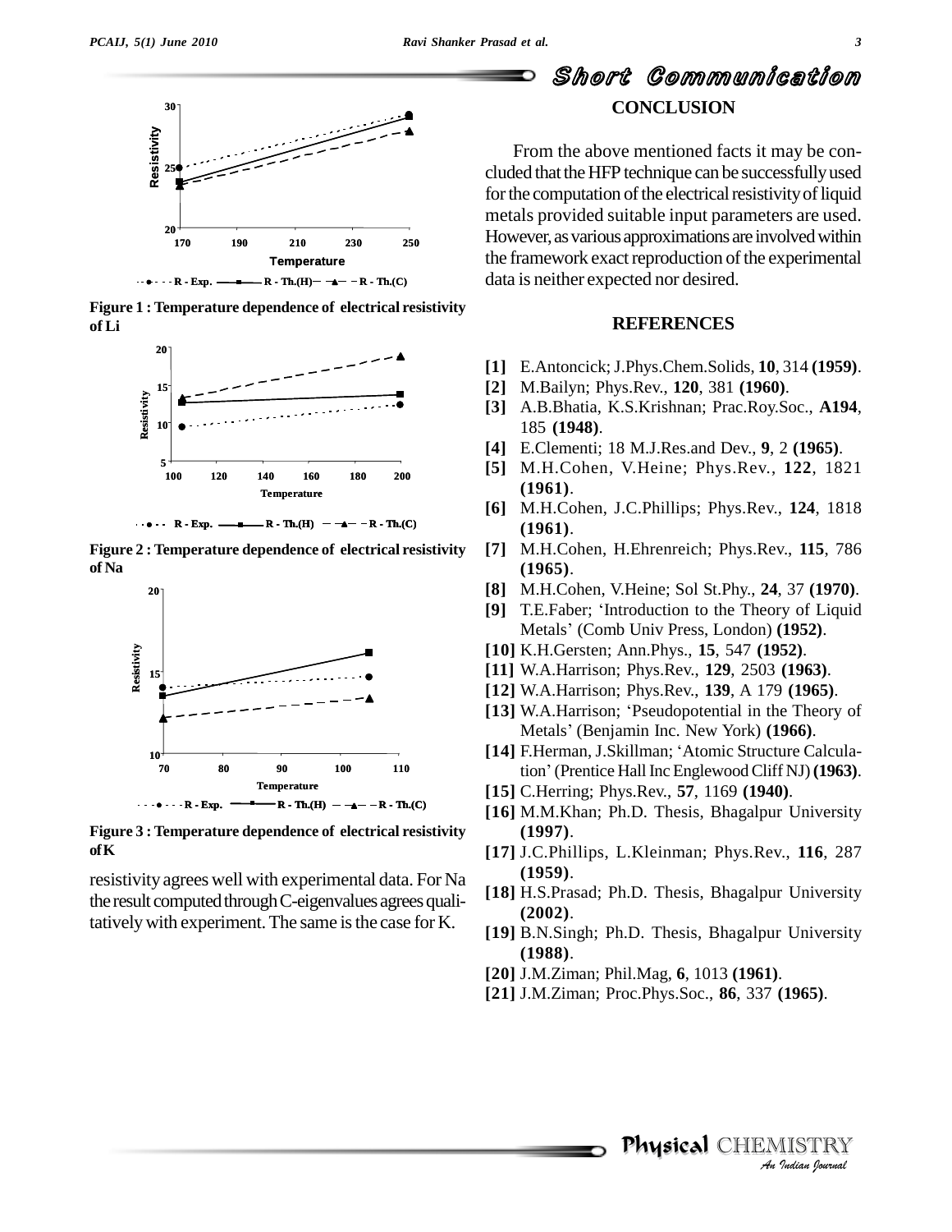30
25
20
170 190 210 230 250
Resistivity
Temperature
R - Exp. R - Th.(H) R - Th.(C)

Figure 1 : Temperature dependence of electrical resistivity of Li

20
15
10
5
100 120 140 160 180 200
Resistivity
Temperature
R - Exp. R - Th.(H) R - Th.(C)

Figure 2 : Temperature dependence of electrical resistivity of Na

20
15
10
70 80 90 100 110
Resistivity
Temperature
R - Exp. R - Th.(H) R - Th.(C)

Figure 3 : Temperature dependence of electrical resistivity of K

resistivity agrees well with experimental data. For Na the result computed through C-eigenvalues agrees qualitatively with experiment. The same is the case for K.

## CONCLUSION

From the above mentioned facts it may be concluded that the HFP technique can be successfully used for the computation of the electrical resistivity of liquid metals provided suitable input parameters are used. However, as various approximations are involved within the framework exact reproduction of the experimental data is neither expected nor desired.

## REFERENCES

**[1]** E.Antoncick; J.Phys.Chem.Solids, **10**, 314 **(1959)**.

**[2]** M.Bailyn; Phys.Rev., **120**, 381 **(1960)**.

**[3]** A.B.Bhatia, K.S.Krishnan; Prac.Roy.Soc., **A194**, 185 **(1948)**.

**[4]** E.Clementi; 18 M.J.Res.and Dev., **9**, 2 **(1965)**.

**[5]** M.H.Cohen, V.Heine; Phys.Rev., **122**, 1821 **(1961)**.

**[6]** M.H.Cohen, J.C.Phillips; Phys.Rev., **124**, 1818 **(1961)**.

**[7]** M.H.Cohen, H.Ehrenreich; Phys.Rev., **115**, 786 **(1965)**.

**[8]** M.H.Cohen, V.Heine; Sol St.Phy., **24**, 37 **(1970)**.

**[9]** T.E.Faber; 'Introduction to the Theory of Liquid Metals' (Comb Univ Press, London) **(1952)**.

**[10]** K.H.Gersten; Ann.Phys., **15**, 547 **(1952)**.

**[11]** W.A.Harrison; Phys.Rev., **129**, 2503 **(1963)**.

**[12]** W.A.Harrison; Phys.Rev., **139**, A 179 **(1965)**.

**[13]** W.A.Harrison; 'Pseudopotential in the Theory of Metals' (Benjamin Inc. New York) **(1966)**.

**[14]** F.Herman, J.Skillman; 'Atomic Structure Calculation' (Prentice Hall Inc Englewood Cliff NJ) **(1963)**.

**[15]** C.Herring; Phys.Rev., **57**, 1169 **(1940)**.

**[16]** M.M.Khan; Ph.D. Thesis, Bhagalpur University **(1997)**.

**[17]** J.C.Phillips, L.Kleinman; Phys.Rev., **116**, 287 **(1959)**.

**[18]** H.S.Prasad; Ph.D. Thesis, Bhagalpur University **(2002)**.

**[19]** B.N.Singh; Ph.D. Thesis, Bhagalpur University **(1988)**.

**[20]** J.M.Ziman; Phil.Mag, **6**, 1013 **(1961)**.

**[21]** J.M.Ziman; Proc.Phys.Soc., **86**, 337 **(1965)**.